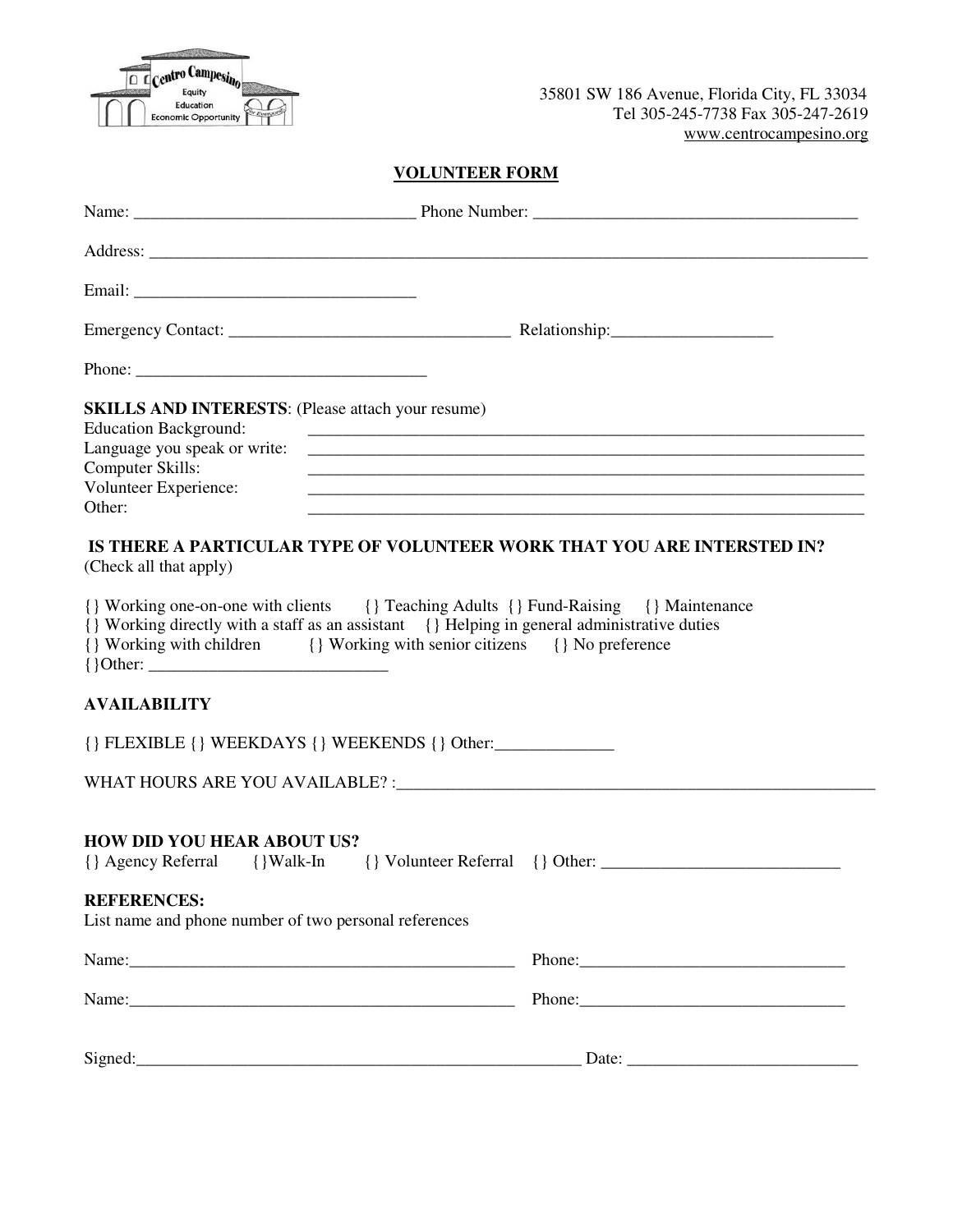Centro Campesino
Equity
Education
Economic Opportunity

35801 SW 186 Avenue, Florida City, FL 33034
Tel 305-245-7738 Fax 305-247-2619
www.centrocampesino.org

## VOLUNTEER FORM

Name: _________________________________ Phone Number: ______________________________________

Address: _____________________________________________________________________________________

Email: _________________________________

Emergency Contact: _________________________________ Relationship:___________________

Phone: __________________________________

**SKILLS AND INTERESTS**: (Please attach your resume)

Education Background: ____________________________________________________________________
Language you speak or write: ____________________________________________________________________
Computer Skills: ____________________________________________________________________
Volunteer Experience: ____________________________________________________________________
Other: ____________________________________________________________________

**IS THERE A PARTICULAR TYPE OF VOLUNTEER WORK THAT YOU ARE INTERSTED IN?**
(Check all that apply)

{} Working one-on-one with clients {} Teaching Adults {} Fund-Raising {} Maintenance
{} Working directly with a staff as an assistant {} Helping in general administrative duties
{} Working with children {} Working with senior citizens {} No preference
{}Other: ____________________________

**AVAILABILITY**

{} FLEXIBLE {} WEEKDAYS {} WEEKENDS {} Other:______________

WHAT HOURS ARE YOU AVAILABLE? :__________________________________________________________

**HOW DID YOU HEAR ABOUT US?**
{} Agency Referral {}Walk-In {} Volunteer Referral {} Other: ____________________________

**REFERENCES:**
List name and phone number of two personal references

Name:_______________________________________________ Phone:_______________________________

Name:_______________________________________________ Phone:_______________________________

Signed:______________________________________________________ Date: ___________________________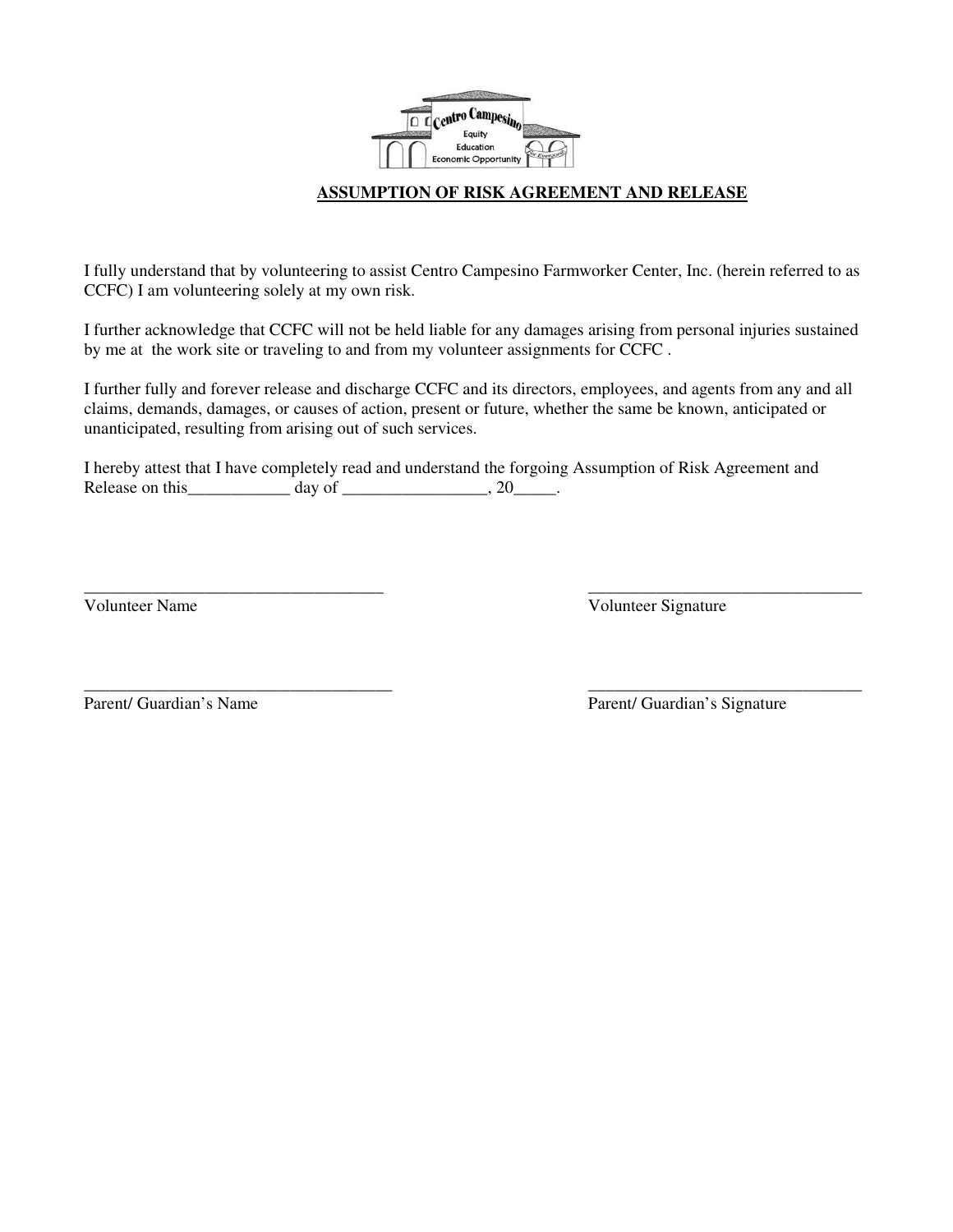Centro Campesino
Equity
Education
Economic Opportunity

## ASSUMPTION OF RISK AGREEMENT AND RELEASE

I fully understand that by volunteering to assist Centro Campesino Farmworker Center, Inc. (herein referred to as CCFC) I am volunteering solely at my own risk.

I further acknowledge that CCFC will not be held liable for any damages arising from personal injuries sustained by me at the work site or traveling to and from my volunteer assignments for CCFC .

I further fully and forever release and discharge CCFC and its directors, employees, and agents from any and all claims, demands, damages, or causes of action, present or future, whether the same be known, anticipated or unanticipated, resulting from arising out of such services.

I hereby attest that I have completely read and understand the forgoing Assumption of Risk Agreement and Release on this____________ day of _________________, 20_____.

___________________________________ ___________________________________
Volunteer Name Volunteer Signature

___________________________________ ___________________________________
Parent/ Guardian's Name Parent/ Guardian's Signature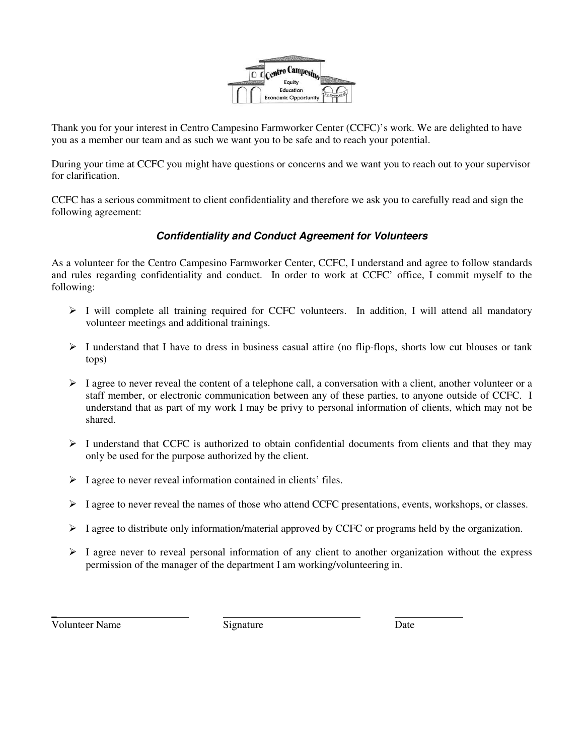Thank you for your interest in Centro Campesino Farmworker Center (CCFC)'s work. We are delighted to have you as a member our team and as such we want you to be safe and to reach your potential.

During your time at CCFC you might have questions or concerns and we want you to reach out to your supervisor for clarification.

CCFC has a serious commitment to client confidentiality and therefore we ask you to carefully read and sign the following agreement:

### ***Confidentiality and Conduct Agreement for Volunteers***

As a volunteer for the Centro Campesino Farmworker Center, CCFC, I understand and agree to follow standards and rules regarding confidentiality and conduct. In order to work at CCFC' office, I commit myself to the following:

- I will complete all training required for CCFC volunteers. In addition, I will attend all mandatory volunteer meetings and additional trainings.
- I understand that I have to dress in business casual attire (no flip-flops, shorts low cut blouses or tank tops)
- I agree to never reveal the content of a telephone call, a conversation with a client, another volunteer or a staff member, or electronic communication between any of these parties, to anyone outside of CCFC. I understand that as part of my work I may be privy to personal information of clients, which may not be shared.
- I understand that CCFC is authorized to obtain confidential documents from clients and that they may only be used for the purpose authorized by the client.
- I agree to never reveal information contained in clients' files.
- I agree to never reveal the names of those who attend CCFC presentations, events, workshops, or classes.
- I agree to distribute only information/material approved by CCFC or programs held by the organization.
- I agree never to reveal personal information of any client to another organization without the express permission of the manager of the department I am working/volunteering in.

| | | |
|---|---|---|
| ____________________ | ____________________ | __________ |
| Volunteer Name | Signature | Date |